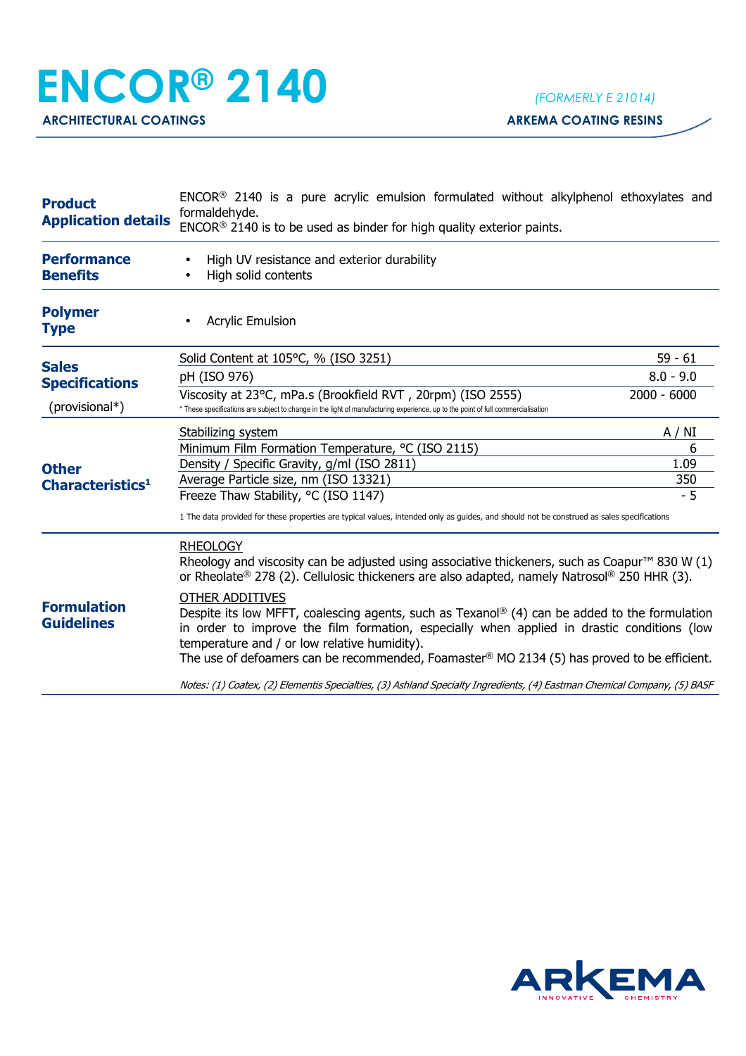# ENCOR® 2140

*(FORMERLY E 21014)*

**ARCHITECTURAL COATINGS** — **ARKEMA COATING RESINS**

## Product Application details

ENCOR® 2140 is a pure acrylic emulsion formulated without alkylphenol ethoxylates and formaldehyde.
ENCOR® 2140 is to be used as binder for high quality exterior paints.

## Performance Benefits

- High UV resistance and exterior durability
- High solid contents

## Polymer Type

- Acrylic Emulsion

## Sales Specifications (provisional*)

| Property | Value |
|---|---|
| Solid Content at 105°C, % (ISO 3251) | 59 - 61 |
| pH (ISO 976) | 8.0 - 9.0 |
| Viscosity at 23°C, mPa.s (Brookfield RVT , 20rpm) (ISO 2555) | 2000 - 6000 |

* These specifications are subject to change in the light of manufacturing experience, up to the point of full commercialisation

## Other Characteristics[1]

| Property | Value |
|---|---|
| Stabilizing system | A / NI |
| Minimum Film Formation Temperature, °C (ISO 2115) | 6 |
| Density / Specific Gravity, g/ml (ISO 2811) | 1.09 |
| Average Particle size, nm (ISO 13321) | 350 |
| Freeze Thaw Stability, °C (ISO 1147) | - 5 |

1 The data provided for these properties are typical values, intended only as guides, and should not be construed as sales specifications

## Formulation Guidelines

RHEOLOGY

Rheology and viscosity can be adjusted using associative thickeners, such as Coapur™ 830 W (1) or Rheolate® 278 (2). Cellulosic thickeners are also adapted, namely Natrosol® 250 HHR (3).

OTHER ADDITIVES

Despite its low MFFT, coalescing agents, such as Texanol® (4) can be added to the formulation in order to improve the film formation, especially when applied in drastic conditions (low temperature and / or low relative humidity).
The use of defoamers can be recommended, Foamaster® MO 2134 (5) has proved to be efficient.

*Notes: (1) Coatex, (2) Elementis Specialties, (3) Ashland Specialty Ingredients, (4) Eastman Chemical Company, (5) BASF*

ARKEMA — INNOVATIVE CHEMISTRY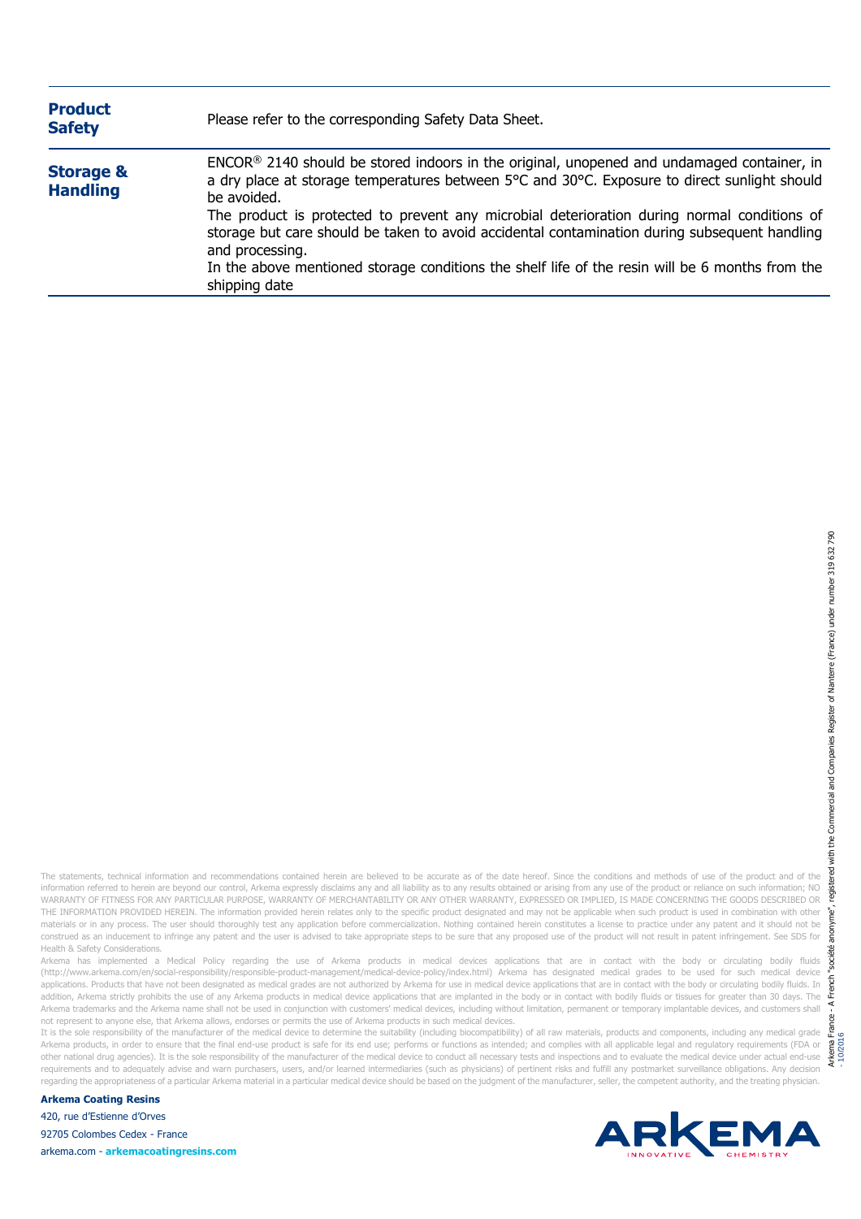| | |
|---|---|
| **Product Safety** | Please refer to the corresponding Safety Data Sheet. |
| **Storage & Handling** | ENCOR® 2140 should be stored indoors in the original, unopened and undamaged container, in a dry place at storage temperatures between 5°C and 30°C. Exposure to direct sunlight should be avoided. The product is protected to prevent any microbial deterioration during normal conditions of storage but care should be taken to avoid accidental contamination during subsequent handling and processing. In the above mentioned storage conditions the shelf life of the resin will be 6 months from the shipping date |

The statements, technical information and recommendations contained herein are believed to be accurate as of the date hereof. Since the conditions and methods of use of the product and of the information referred to herein are beyond our control, Arkema expressly disclaims any and all liability as to any results obtained or arising from any use of the product or reliance on such information; NO WARRANTY OF FITNESS FOR ANY PARTICULAR PURPOSE, WARRANTY OF MERCHANTABILITY OR ANY OTHER WARRANTY, EXPRESSED OR IMPLIED, IS MADE CONCERNING THE GOODS DESCRIBED OR THE INFORMATION PROVIDED HEREIN. The information provided herein relates only to the specific product designated and may not be applicable when such product is used in combination with other materials or in any process. The user should thoroughly test any application before commercialization. Nothing contained herein constitutes a license to practice under any patent and it should not be construed as an inducement to infringe any patent and the user is advised to take appropriate steps to be sure that any proposed use of the product will not result in patent infringement. See SDS for Health & Safety Considerations.

Arkema has implemented a Medical Policy regarding the use of Arkema products in medical devices applications that are in contact with the body or circulating bodily fluids (http://www.arkema.com/en/social-responsibility/responsible-product-management/medical-device-policy/index.html) Arkema has designated medical grades to be used for such medical device applications. Products that have not been designated as medical grades are not authorized by Arkema for use in medical device applications that are in contact with the body or circulating bodily fluids. In addition, Arkema strictly prohibits the use of any Arkema products in medical device applications that are implanted in the body or in contact with bodily fluids or tissues for greater than 30 days. The Arkema trademarks and the Arkema name shall not be used in conjunction with customers' medical devices, including without limitation, permanent or temporary implantable devices, and customers shall not represent to anyone else, that Arkema allows, endorses or permits the use of Arkema products in such medical devices.

It is the sole responsibility of the manufacturer of the medical device to determine the suitability (including biocompatibility) of all raw materials, products and components, including any medical grade Arkema products, in order to ensure that the final end-use product is safe for its end use; performs or functions as intended; and complies with all applicable legal and regulatory requirements (FDA or other national drug agencies). It is the sole responsibility of the manufacturer of the medical device to conduct all necessary tests and inspections and to evaluate the medical device under actual end-use requirements and to adequately advise and warn purchasers, users, and/or learned intermediaries (such as physicians) of pertinent risks and fulfill any postmarket surveillance obligations. Any decision regarding the appropriateness of a particular Arkema material in a particular medical device should be based on the judgment of the manufacturer, seller, the competent authority, and the treating physician.

**Arkema Coating Resins**
420, rue d'Estienne d'Orves
92705 Colombes Cedex - France
arkema.com - **arkemacoatingresins.com**

ARKEMA INNOVATIVE CHEMISTRY

Arkema France - A French "société anonyme", registered with the Commercial and Companies Register of Nanterre (France) under number 319 632 790 - 10/2016